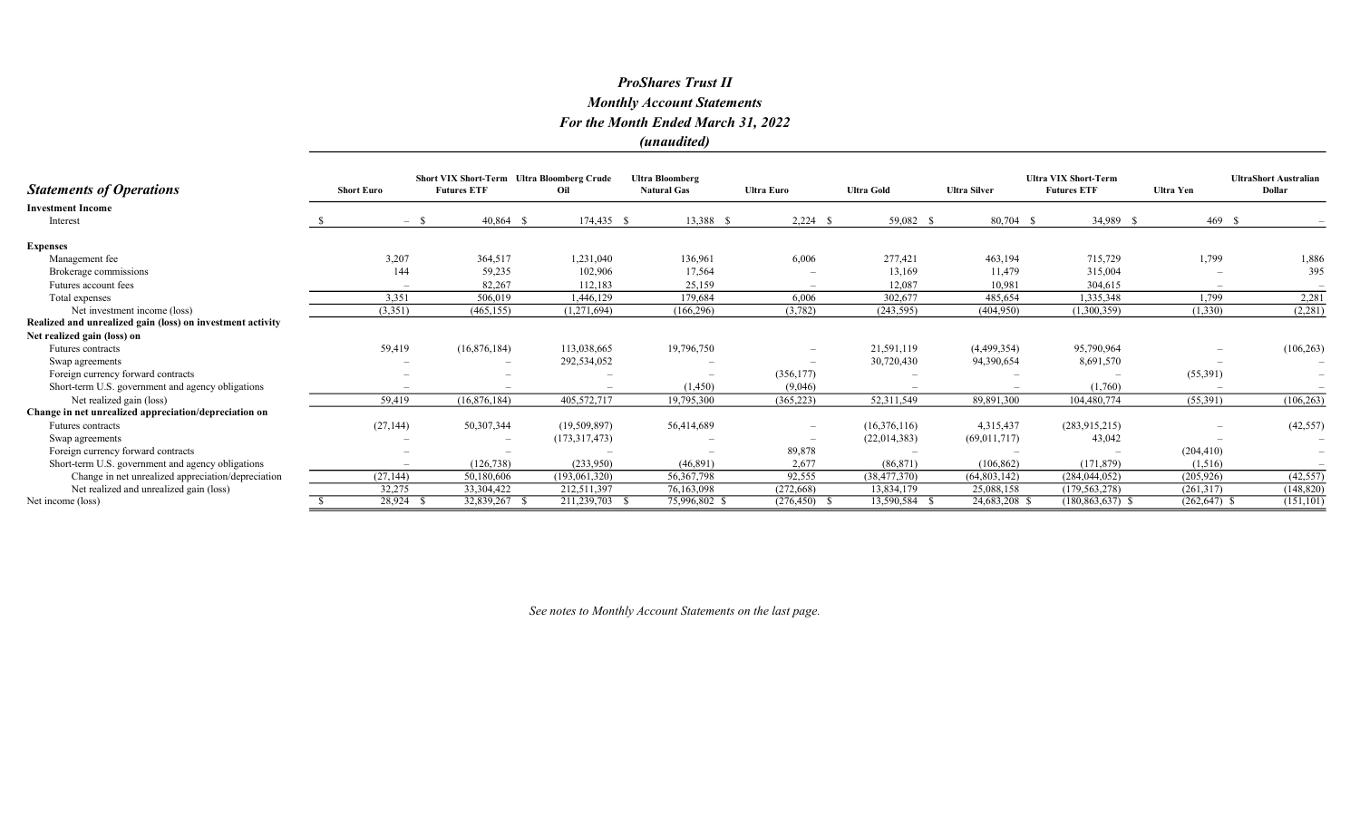# *ProShares Trust II*

## *Monthly Account Statements*

## *For the Month Ended March 31, 2022*

### *(unaudited)*

| ***Statements of Operations*** | Short Euro | Short VIX Short-Term Futures ETF | Ultra Bloomberg Crude Oil | Ultra Bloomberg Natural Gas | Ultra Euro | Ultra Gold | Ultra Silver | Ultra VIX Short-Term Futures ETF | Ultra Yen | UltraShort Australian Dollar |
|---|---|---|---|---|---|---|---|---|---|---|
| **Investment Income** | | | | | | | | | | |
| Interest | $ – | $ 40,864 | $ 174,435 | $ 13,388 | $ 2,224 | $ 59,082 | $ 80,704 | $ 34,989 | $ 469 | $ – |
| **Expenses** | | | | | | | | | | |
| Management fee | 3,207 | 364,517 | 1,231,040 | 136,961 | 6,006 | 277,421 | 463,194 | 715,729 | 1,799 | 1,886 |
| Brokerage commissions | 144 | 59,235 | 102,906 | 17,564 | – | 13,169 | 11,479 | 315,004 | – | 395 |
| Futures account fees | – | 82,267 | 112,183 | 25,159 | – | 12,087 | 10,981 | 304,615 | – | – |
| Total expenses | 3,351 | 506,019 | 1,446,129 | 179,684 | 6,006 | 302,677 | 485,654 | 1,335,348 | 1,799 | 2,281 |
| Net investment income (loss) | (3,351) | (465,155) | (1,271,694) | (166,296) | (3,782) | (243,595) | (404,950) | (1,300,359) | (1,330) | (2,281) |
| **Realized and unrealized gain (loss) on investment activity** | | | | | | | | | | |
| **Net realized gain (loss) on** | | | | | | | | | | |
| Futures contracts | 59,419 | (16,876,184) | 113,038,665 | 19,796,750 | – | 21,591,119 | (4,499,354) | 95,790,964 | – | (106,263) |
| Swap agreements | – | – | 292,534,052 | – | – | 30,720,430 | 94,390,654 | 8,691,570 | – | – |
| Foreign currency forward contracts | – | – | – | – | (356,177) | – | – | – | (55,391) | – |
| Short-term U.S. government and agency obligations | – | – | – | (1,450) | (9,046) | – | – | (1,760) | – | – |
| Net realized gain (loss) | 59,419 | (16,876,184) | 405,572,717 | 19,795,300 | (365,223) | 52,311,549 | 89,891,300 | 104,480,774 | (55,391) | (106,263) |
| **Change in net unrealized appreciation/depreciation on** | | | | | | | | | | |
| Futures contracts | (27,144) | 50,307,344 | (19,509,897) | 56,414,689 | – | (16,376,116) | 4,315,437 | (283,915,215) | – | (42,557) |
| Swap agreements | – | – | (173,317,473) | – | – | (22,014,383) | (69,011,717) | 43,042 | – | – |
| Foreign currency forward contracts | – | – | – | – | 89,878 | – | – | – | (204,410) | – |
| Short-term U.S. government and agency obligations | – | (126,738) | (233,950) | (46,891) | 2,677 | (86,871) | (106,862) | (171,879) | (1,516) | – |
| Change in net unrealized appreciation/depreciation | (27,144) | 50,180,606 | (193,061,320) | 56,367,798 | 92,555 | (38,477,370) | (64,803,142) | (284,044,052) | (205,926) | (42,557) |
| Net realized and unrealized gain (loss) | 32,275 | 33,304,422 | 212,511,397 | 76,163,098 | (272,668) | 13,834,179 | 25,088,158 | (179,563,278) | (261,317) | (148,820) |
| Net income (loss) | $ 28,924 | $ 32,839,267 | $ 211,239,703 | $ 75,996,802 | $ (276,450) | $ 13,590,584 | $ 24,683,208 | $ (180,863,637) | $ (262,647) | $ (151,101) |

*See notes to Monthly Account Statements on the last page.*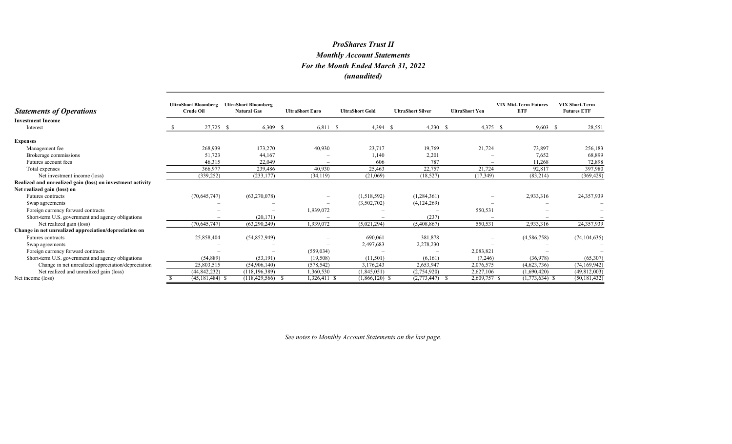# *ProShares Trust II*
## *Monthly Account Statements*
## *For the Month Ended March 31, 2022*
## *(unaudited)*

| ***Statements of Operations*** | UltraShort Bloomberg Crude Oil | UltraShort Bloomberg Natural Gas | UltraShort Euro | UltraShort Gold | UltraShort Silver | UltraShort Yen | VIX Mid-Term Futures ETF | VIX Short-Term Futures ETF |
|---|---|---|---|---|---|---|---|---|
| **Investment Income** | | | | | | | | |
| Interest | $ 27,725 | $ 6,309 | $ 6,811 | $ 4,394 | $ 4,230 | $ 4,375 | $ 9,603 | $ 28,551 |
| **Expenses** | | | | | | | | |
| Management fee | 268,939 | 173,270 | 40,930 | 23,717 | 19,769 | 21,724 | 73,897 | 256,183 |
| Brokerage commissions | 51,723 | 44,167 | – | 1,140 | 2,201 | – | 7,652 | 68,899 |
| Futures account fees | 46,315 | 22,049 | – | 606 | 787 | – | 11,268 | 72,898 |
| Total expenses | 366,977 | 239,486 | 40,930 | 25,463 | 22,757 | 21,724 | 92,817 | 397,980 |
| Net investment income (loss) | (339,252) | (233,177) | (34,119) | (21,069) | (18,527) | (17,349) | (83,214) | (369,429) |
| **Realized and unrealized gain (loss) on investment activity** | | | | | | | | |
| **Net realized gain (loss) on** | | | | | | | | |
| Futures contracts | (70,645,747) | (63,270,078) | – | (1,518,592) | (1,284,361) | – | 2,933,316 | 24,357,939 |
| Swap agreements | – | – | – | (3,502,702) | (4,124,269) | – | – | – |
| Foreign currency forward contracts | – | – | 1,939,072 | – | – | 550,531 | – | – |
| Short-term U.S. government and agency obligations | – | (20,171) | – | – | (237) | – | – | – |
| Net realized gain (loss) | (70,645,747) | (63,290,249) | 1,939,072 | (5,021,294) | (5,408,867) | 550,531 | 2,933,316 | 24,357,939 |
| **Change in net unrealized appreciation/depreciation on** | | | | | | | | |
| Futures contracts | 25,858,404 | (54,852,949) | – | 690,061 | 381,878 | – | (4,586,758) | (74,104,635) |
| Swap agreements | – | – | – | 2,497,683 | 2,278,230 | – | – | – |
| Foreign currency forward contracts | – | – | (559,034) | – | – | 2,083,821 | – | – |
| Short-term U.S. government and agency obligations | (54,889) | (53,191) | (19,508) | (11,501) | (6,161) | (7,246) | (36,978) | (65,307) |
| Change in net unrealized appreciation/depreciation | 25,803,515 | (54,906,140) | (578,542) | 3,176,243 | 2,653,947 | 2,076,575 | (4,623,736) | (74,169,942) |
| Net realized and unrealized gain (loss) | (44,842,232) | (118,196,389) | 1,360,530 | (1,845,051) | (2,754,920) | 2,627,106 | (1,690,420) | (49,812,003) |
| Net income (loss) | $ (45,181,484) | $ (118,429,566) | $ 1,326,411 | $ (1,866,120) | $ (2,773,447) | $ 2,609,757 | $ (1,773,634) | $ (50,181,432) |

*See notes to Monthly Account Statements on the last page.*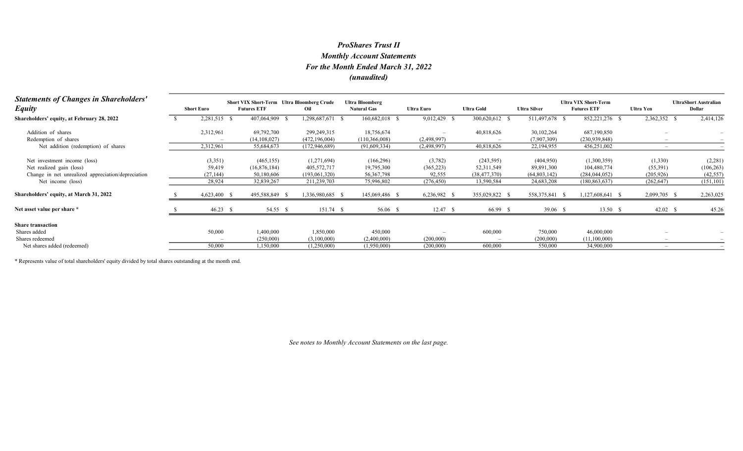# *ProShares Trust II*
## *Monthly Account Statements*
## *For the Month Ended March 31, 2022*
## *(unaudited)*

| ***Statements of Changes in Shareholders' Equity*** | Short Euro | Short VIX Short-Term Futures ETF | Ultra Bloomberg Crude Oil | Ultra Bloomberg Natural Gas | Ultra Euro | Ultra Gold | Ultra Silver | Ultra VIX Short-Term Futures ETF | Ultra Yen | UltraShort Australian Dollar |
|---|---|---|---|---|---|---|---|---|---|---|
| **Shareholders' equity, at February 28, 2022** | $ 2,281,515 | $ 407,064,909 | $ 1,298,687,671 | $ 160,682,018 | $ 9,012,429 | $ 300,620,612 | $ 511,497,678 | $ 852,221,276 | $ 2,362,352 | $ 2,414,126 |
| Addition of shares | 2,312,961 | 69,792,700 | 299,249,315 | 18,756,674 | – | 40,818,626 | 30,102,264 | 687,190,850 | – | – |
| Redemption of shares | – | (14,108,027) | (472,196,004) | (110,366,008) | (2,498,997) | – | (7,907,309) | (230,939,848) | – | – |
| Net addition (redemption) of shares | 2,312,961 | 55,684,673 | (172,946,689) | (91,609,334) | (2,498,997) | 40,818,626 | 22,194,955 | 456,251,002 | – | – |
| Net investment income (loss) | (3,351) | (465,155) | (1,271,694) | (166,296) | (3,782) | (243,595) | (404,950) | (1,300,359) | (1,330) | (2,281) |
| Net realized gain (loss) | 59,419 | (16,876,184) | 405,572,717 | 19,795,300 | (365,223) | 52,311,549 | 89,891,300 | 104,480,774 | (55,391) | (106,263) |
| Change in net unrealized appreciation/depreciation | (27,144) | 50,180,606 | (193,061,320) | 56,367,798 | 92,555 | (38,477,370) | (64,803,142) | (284,044,052) | (205,926) | (42,557) |
| Net income (loss) | 28,924 | 32,839,267 | 211,239,703 | 75,996,802 | (276,450) | 13,590,584 | 24,683,208 | (180,863,637) | (262,647) | (151,101) |
| **Shareholders' equity, at March 31, 2022** | $ 4,623,400 | $ 495,588,849 | $ 1,336,980,685 | $ 145,069,486 | $ 6,236,982 | $ 355,029,822 | $ 558,375,841 | $ 1,127,608,641 | $ 2,099,705 | $ 2,263,025 |
| **Net asset value per share \*** | $ 46.23 | $ 54.55 | $ 151.74 | $ 56.06 | $ 12.47 | $ 66.99 | $ 39.06 | $ 13.50 | $ 42.02 | $ 45.26 |
| **Share transaction** | | | | | | | | | | |
| Shares added | 50,000 | 1,400,000 | 1,850,000 | 450,000 | – | 600,000 | 750,000 | 46,000,000 | – | – |
| Shares redeemed | – | (250,000) | (3,100,000) | (2,400,000) | (200,000) | – | (200,000) | (11,100,000) | – | – |
| Net shares added (redeemed) | 50,000 | 1,150,000 | (1,250,000) | (1,950,000) | (200,000) | 600,000 | 550,000 | 34,900,000 | – | – |

\* Represents value of total shareholders' equity divided by total shares outstanding at the month end.

*See notes to Monthly Account Statements on the last page.*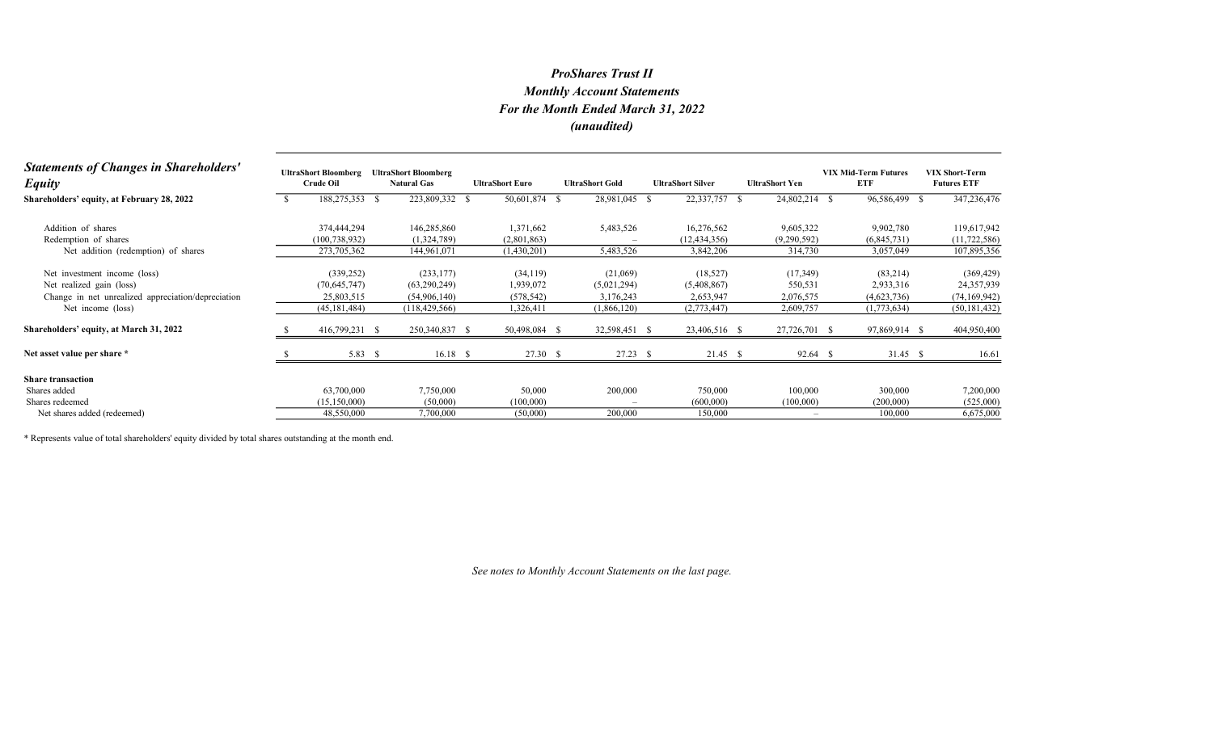# *ProShares Trust II*

## *Monthly Account Statements*

## *For the Month Ended March 31, 2022*

## *(unaudited)*

| ***Statements of Changes in Shareholders' Equity*** | **UltraShort Bloomberg Crude Oil** | **UltraShort Bloomberg Natural Gas** | **UltraShort Euro** | **UltraShort Gold** | **UltraShort Silver** | **UltraShort Yen** | **VIX Mid-Term Futures ETF** | **VIX Short-Term Futures ETF** |
|---|---|---|---|---|---|---|---|---|
| **Shareholders' equity, at February 28, 2022** | $ 188,275,353 | $ 223,809,332 | $ 50,601,874 | $ 28,981,045 | $ 22,337,757 | $ 24,802,214 | $ 96,586,499 | $ 347,236,476 |
| Addition of shares | 374,444,294 | 146,285,860 | 1,371,662 | 5,483,526 | 16,276,562 | 9,605,322 | 9,902,780 | 119,617,942 |
| Redemption of shares | (100,738,932) | (1,324,789) | (2,801,863) | – | (12,434,356) | (9,290,592) | (6,845,731) | (11,722,586) |
| Net addition (redemption) of shares | 273,705,362 | 144,961,071 | (1,430,201) | 5,483,526 | 3,842,206 | 314,730 | 3,057,049 | 107,895,356 |
| Net investment income (loss) | (339,252) | (233,177) | (34,119) | (21,069) | (18,527) | (17,349) | (83,214) | (369,429) |
| Net realized gain (loss) | (70,645,747) | (63,290,249) | 1,939,072 | (5,021,294) | (5,408,867) | 550,531 | 2,933,316 | 24,357,939 |
| Change in net unrealized appreciation/depreciation | 25,803,515 | (54,906,140) | (578,542) | 3,176,243 | 2,653,947 | 2,076,575 | (4,623,736) | (74,169,942) |
| Net income (loss) | (45,181,484) | (118,429,566) | 1,326,411 | (1,866,120) | (2,773,447) | 2,609,757 | (1,773,634) | (50,181,432) |
| **Shareholders' equity, at March 31, 2022** | $ 416,799,231 | $ 250,340,837 | $ 50,498,084 | $ 32,598,451 | $ 23,406,516 | $ 27,726,701 | $ 97,869,914 | $ 404,950,400 |
| **Net asset value per share \*** | $ 5.83 | $ 16.18 | $ 27.30 | $ 27.23 | $ 21.45 | $ 92.64 | $ 31.45 | $ 16.61 |
| **Share transaction** | | | | | | | | |
| Shares added | 63,700,000 | 7,750,000 | 50,000 | 200,000 | 750,000 | 100,000 | 300,000 | 7,200,000 |
| Shares redeemed | (15,150,000) | (50,000) | (100,000) | – | (600,000) | (100,000) | (200,000) | (525,000) |
| Net shares added (redeemed) | 48,550,000 | 7,700,000 | (50,000) | 200,000 | 150,000 | – | 100,000 | 6,675,000 |

\* Represents value of total shareholders' equity divided by total shares outstanding at the month end.

*See notes to Monthly Account Statements on the last page.*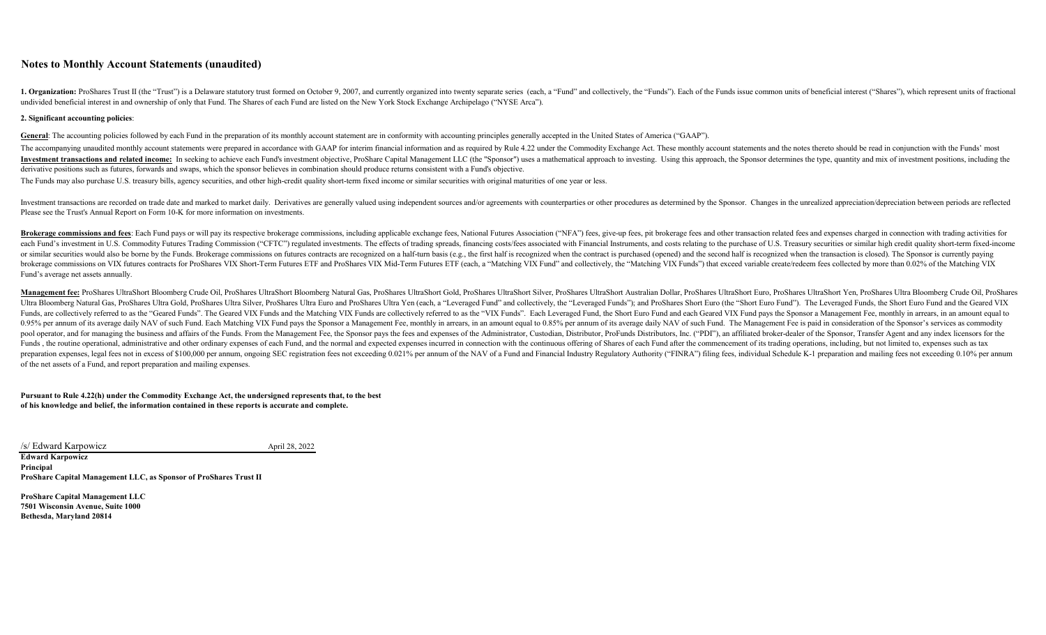# Notes to Monthly Account Statements (unaudited)

**1. Organization:** ProShares Trust II (the "Trust") is a Delaware statutory trust formed on October 9, 2007, and currently organized into twenty separate series (each, a "Fund" and collectively, the "Funds"). Each of the Funds issue common units of beneficial interest ("Shares"), which represent units of fractional undivided beneficial interest in and ownership of only that Fund. The Shares of each Fund are listed on the New York Stock Exchange Archipelago ("NYSE Arca").

**2. Significant accounting policies**:

**General**: The accounting policies followed by each Fund in the preparation of its monthly account statement are in conformity with accounting principles generally accepted in the United States of America ("GAAP").

The accompanying unaudited monthly account statements were prepared in accordance with GAAP for interim financial information and as required by Rule 4.22 under the Commodity Exchange Act. These monthly account statements and the notes thereto should be read in conjunction with the Funds' most

**Investment transactions and related income:** In seeking to achieve each Fund's investment objective, ProShare Capital Management LLC (the "Sponsor") uses a mathematical approach to investing. Using this approach, the Sponsor determines the type, quantity and mix of investment positions, including the derivative positions such as futures, forwards and swaps, which the sponsor believes in combination should produce returns consistent with a Fund's objective.

The Funds may also purchase U.S. treasury bills, agency securities, and other high-credit quality short-term fixed income or similar securities with original maturities of one year or less.

Investment transactions are recorded on trade date and marked to market daily. Derivatives are generally valued using independent sources and/or agreements with counterparties or other procedures as determined by the Sponsor. Changes in the unrealized appreciation/depreciation between periods are reflected
Please see the Trust's Annual Report on Form 10-K for more information on investments.

**Brokerage commissions and fees**: Each Fund pays or will pay its respective brokerage commissions, including applicable exchange fees, National Futures Association ("NFA") fees, give-up fees, pit brokerage fees and other transaction related fees and expenses charged in connection with trading activities for each Fund's investment in U.S. Commodity Futures Trading Commission ("CFTC") regulated investments. The effects of trading spreads, financing costs/fees associated with Financial Instruments, and costs relating to the purchase of U.S. Treasury securities or similar high credit quality short-term fixed-income or similar securities would also be borne by the Funds. Brokerage commissions on futures contracts are recognized on a half-turn basis (e.g., the first half is recognized when the contract is purchased (opened) and the second half is recognized when the transaction is closed). The Sponsor is currently paying brokerage commissions on VIX futures contracts for ProShares VIX Short-Term Futures ETF and ProShares VIX Mid-Term Futures ETF (each, a "Matching VIX Fund" and collectively, the "Matching VIX Funds") that exceed variable create/redeem fees collected by more than 0.02% of the Matching VIX Fund's average net assets annually.

**Management fee:** ProShares UltraShort Bloomberg Crude Oil, ProShares UltraShort Bloomberg Natural Gas, ProShares UltraShort Gold, ProShares UltraShort Silver, ProShares UltraShort Australian Dollar, ProShares UltraShort Euro, ProShares UltraShort Yen, ProShares Ultra Bloomberg Crude Oil, ProShares Ultra Bloomberg Natural Gas, ProShares Ultra Gold, ProShares Ultra Silver, ProShares Ultra Euro and ProShares Ultra Yen (each, a "Leveraged Fund" and collectively, the "Leveraged Funds"); and ProShares Short Euro (the "Short Euro Fund"). The Leveraged Funds, the Short Euro Fund and the Geared VIX Funds, are collectively referred to as the "Geared Funds". The Geared VIX Funds and the Matching VIX Funds are collectively referred to as the "VIX Funds". Each Leveraged Fund, the Short Euro Fund and each Geared VIX Fund pays the Sponsor a Management Fee, monthly in arrears, in an amount equal to 0.95% per annum of its average daily NAV of such Fund. Each Matching VIX Fund pays the Sponsor a Management Fee, monthly in arrears, in an amount equal to 0.85% per annum of its average daily NAV of such Fund. The Management Fee is paid in consideration of the Sponsor's services as commodity pool operator, and for managing the business and affairs of the Funds. From the Management Fee, the Sponsor pays the fees and expenses of the Administrator, Custodian, Distributor, ProFunds Distributors, Inc. ("PDI"), an affiliated broker-dealer of the Sponsor, Transfer Agent and any index licensors for the Funds , the routine operational, administrative and other ordinary expenses of each Fund, and the normal and expected expenses incurred in connection with the continuous offering of Shares of each Fund after the commencement of its trading operations, including, but not limited to, expenses such as tax preparation expenses, legal fees not in excess of $100,000 per annum, ongoing SEC registration fees not exceeding 0.021% per annum of the NAV of a Fund and Financial Industry Regulatory Authority ("FINRA") filing fees, individual Schedule K-1 preparation and mailing fees not exceeding 0.10% per annum of the net assets of a Fund, and report preparation and mailing expenses.

**Pursuant to Rule 4.22(h) under the Commodity Exchange Act, the undersigned represents that, to the best of his knowledge and belief, the information contained in these reports is accurate and complete.**

/s/ Edward Karpowicz April 28, 2022

**Edward Karpowicz**
**Principal**
**ProShare Capital Management LLC, as Sponsor of ProShares Trust II**

**ProShare Capital Management LLC**
**7501 Wisconsin Avenue, Suite 1000**
**Bethesda, Maryland 20814**